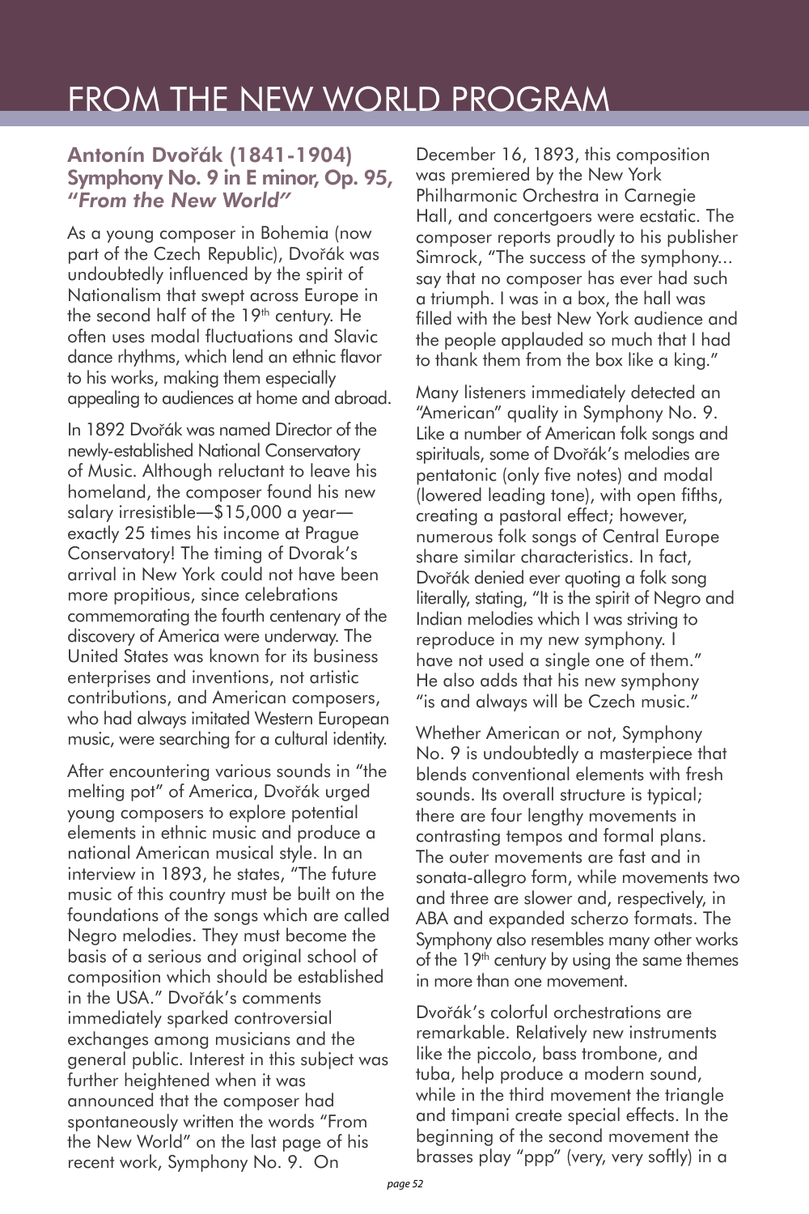# FROM THE NEW WORLD PROGRAM

## Antonín Dvořák (1841-1904) Symphony No. 9 in E minor, Op. 95, *"From the New World"*

As a young composer in Bohemia (now part of the Czech Republic), Dvořák was undoubtedly influenced by the spirit of Nationalism that swept across Europe in the second half of the 19th century. He often uses modal fluctuations and Slavic dance rhythms, which lend an ethnic flavor to his works, making them especially appealing to audiences at home and abroad.

In 1892 Dvořák was named Director of the newly-established National Conservatory of Music. Although reluctant to leave his homeland, the composer found his new salary irresistible—$15,000 a year—exactly 25 times his income at Prague Conservatory! The timing of Dvorak's arrival in New York could not have been more propitious, since celebrations commemorating the fourth centenary of the discovery of America were underway. The United States was known for its business enterprises and inventions, not artistic contributions, and American composers, who had always imitated Western European music, were searching for a cultural identity.

After encountering various sounds in "the melting pot" of America, Dvořák urged young composers to explore potential elements in ethnic music and produce a national American musical style. In an interview in 1893, he states, "The future music of this country must be built on the foundations of the songs which are called Negro melodies. They must become the basis of a serious and original school of composition which should be established in the USA." Dvořák's comments immediately sparked controversial exchanges among musicians and the general public. Interest in this subject was further heightened when it was announced that the composer had spontaneously written the words "From the New World" on the last page of his recent work, Symphony No. 9. On December 16, 1893, this composition was premiered by the New York Philharmonic Orchestra in Carnegie Hall, and concertgoers were ecstatic. The composer reports proudly to his publisher Simrock, "The success of the symphony... say that no composer has ever had such a triumph. I was in a box, the hall was filled with the best New York audience and the people applauded so much that I had to thank them from the box like a king."

Many listeners immediately detected an "American" quality in Symphony No. 9. Like a number of American folk songs and spirituals, some of Dvořák's melodies are pentatonic (only five notes) and modal (lowered leading tone), with open fifths, creating a pastoral effect; however, numerous folk songs of Central Europe share similar characteristics. In fact, Dvořák denied ever quoting a folk song literally, stating, "It is the spirit of Negro and Indian melodies which I was striving to reproduce in my new symphony. I have not used a single one of them." He also adds that his new symphony "is and always will be Czech music."

Whether American or not, Symphony No. 9 is undoubtedly a masterpiece that blends conventional elements with fresh sounds. Its overall structure is typical; there are four lengthy movements in contrasting tempos and formal plans. The outer movements are fast and in sonata-allegro form, while movements two and three are slower and, respectively, in ABA and expanded scherzo formats. The Symphony also resembles many other works of the 19th century by using the same themes in more than one movement.

Dvořák's colorful orchestrations are remarkable. Relatively new instruments like the piccolo, bass trombone, and tuba, help produce a modern sound, while in the third movement the triangle and timpani create special effects. In the beginning of the second movement the brasses play "ppp" (very, very softly) in a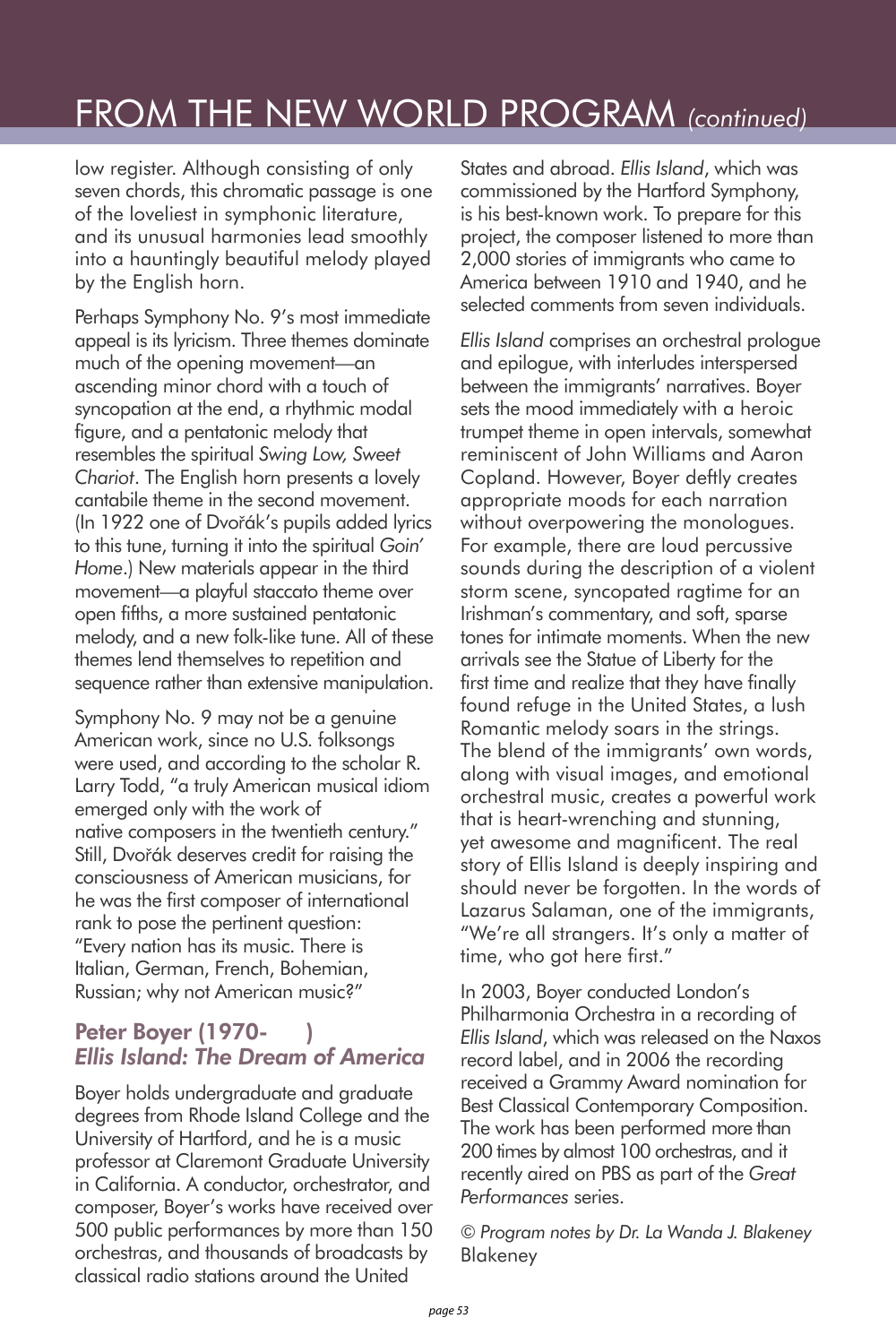low register. Although consisting of only seven chords, this chromatic passage is one of the loveliest in symphonic literature, and its unusual harmonies lead smoothly into a hauntingly beautiful melody played by the English horn.

Perhaps Symphony No. 9's most immediate appeal is its lyricism. Three themes dominate much of the opening movement—an ascending minor chord with a touch of syncopation at the end, a rhythmic modal figure, and a pentatonic melody that resembles the spiritual *Swing Low, Sweet Chariot*. The English horn presents a lovely cantabile theme in the second movement. (In 1922 one of Dvořák's pupils added lyrics to this tune, turning it into the spiritual *Goin' Home*.) New materials appear in the third movement—a playful staccato theme over open fifths, a more sustained pentatonic melody, and a new folk-like tune. All of these themes lend themselves to repetition and sequence rather than extensive manipulation.

Symphony No. 9 may not be a genuine American work, since no U.S. folksongs were used, and according to the scholar R. Larry Todd, "a truly American musical idiom emerged only with the work of native composers in the twentieth century." Still, Dvořák deserves credit for raising the consciousness of American musicians, for he was the first composer of international rank to pose the pertinent question: "Every nation has its music. There is Italian, German, French, Bohemian, Russian; why not American music?"

## Peter Boyer (1970- )
## *Ellis Island: The Dream of America*

Boyer holds undergraduate and graduate degrees from Rhode Island College and the University of Hartford, and he is a music professor at Claremont Graduate University in California. A conductor, orchestrator, and composer, Boyer's works have received over 500 public performances by more than 150 orchestras, and thousands of broadcasts by classical radio stations around the United States and abroad. *Ellis Island*, which was commissioned by the Hartford Symphony, is his best-known work. To prepare for this project, the composer listened to more than 2,000 stories of immigrants who came to America between 1910 and 1940, and he selected comments from seven individuals.

*Ellis Island* comprises an orchestral prologue and epilogue, with interludes interspersed between the immigrants' narratives. Boyer sets the mood immediately with a heroic trumpet theme in open intervals, somewhat reminiscent of John Williams and Aaron Copland. However, Boyer deftly creates appropriate moods for each narration without overpowering the monologues. For example, there are loud percussive sounds during the description of a violent storm scene, syncopated ragtime for an Irishman's commentary, and soft, sparse tones for intimate moments. When the new arrivals see the Statue of Liberty for the first time and realize that they have finally found refuge in the United States, a lush Romantic melody soars in the strings. The blend of the immigrants' own words, along with visual images, and emotional orchestral music, creates a powerful work that is heart-wrenching and stunning, yet awesome and magnificent. The real story of Ellis Island is deeply inspiring and should never be forgotten. In the words of Lazarus Salaman, one of the immigrants, "We're all strangers. It's only a matter of time, who got here first."

In 2003, Boyer conducted London's Philharmonia Orchestra in a recording of *Ellis Island*, which was released on the Naxos record label, and in 2006 the recording received a Grammy Award nomination for Best Classical Contemporary Composition. The work has been performed more than 200 times by almost 100 orchestras, and it recently aired on PBS as part of the *Great Performances* series.

*© Program notes by Dr. La Wanda J. Blakeney* Blakeney